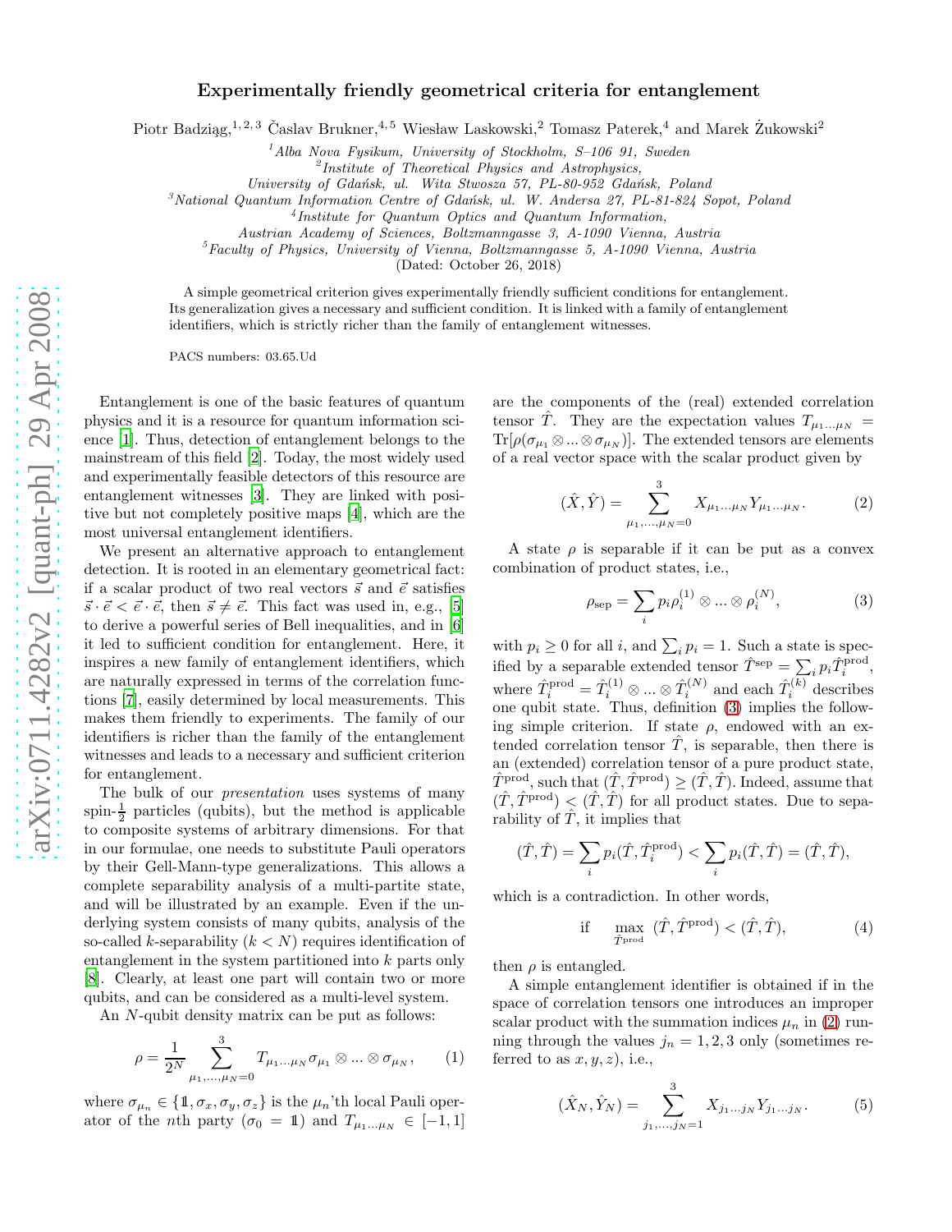# Experimentally friendly geometrical criteria for entanglement

Piotr Badziąg,[1,2,3] Časlav Brukner,[4,5] Wiesław Laskowski,[2] Tomasz Paterek,[4] and Marek Żukowski[2]

[1] Alba Nova Fysikum, University of Stockholm, S–106 91, Sweden
[2] Institute of Theoretical Physics and Astrophysics, University of Gdańsk, ul. Wita Stwosza 57, PL-80-952 Gdańsk, Poland
[3] National Quantum Information Centre of Gdańsk, ul. W. Andersa 27, PL-81-824 Sopot, Poland
[4] Institute for Quantum Optics and Quantum Information, Austrian Academy of Sciences, Boltzmanngasse 3, A-1090 Vienna, Austria
[5] Faculty of Physics, University of Vienna, Boltzmanngasse 5, A-1090 Vienna, Austria

(Dated: October 26, 2018)

A simple geometrical criterion gives experimentally friendly sufficient conditions for entanglement. Its generalization gives a necessary and sufficient condition. It is linked with a family of entanglement identifiers, which is strictly richer than the family of entanglement witnesses.

PACS numbers: 03.65.Ud

Entanglement is one of the basic features of quantum physics and it is a resource for quantum information science [1]. Thus, detection of entanglement belongs to the mainstream of this field [2]. Today, the most widely used and experimentally feasible detectors of this resource are entanglement witnesses [3]. They are linked with positive but not completely positive maps [4], which are the most universal entanglement identifiers.

We present an alternative approach to entanglement detection. It is rooted in an elementary geometrical fact: if a scalar product of two real vectors $\vec{s}$ and $\vec{e}$ satisfies $\vec{s}\cdot\vec{e} < \vec{e}\cdot\vec{e}$, then $\vec{s} \neq \vec{e}$. This fact was used in, e.g., [5] to derive a powerful series of Bell inequalities, and in [6] it led to sufficient condition for entanglement. Here, it inspires a new family of entanglement identifiers, which are naturally expressed in terms of the correlation functions [7], easily determined by local measurements. This makes them friendly to experiments. The family of our identifiers is richer than the family of the entanglement witnesses and leads to a necessary and sufficient criterion for entanglement.

The bulk of our *presentation* uses systems of many spin-$\frac{1}{2}$ particles (qubits), but the method is applicable to composite systems of arbitrary dimensions. For that in our formulae, one needs to substitute Pauli operators by their Gell-Mann-type generalizations. This allows a complete separability analysis of a multi-partite state, and will be illustrated by an example. Even if the underlying system consists of many qubits, analysis of the so-called $k$-separability ($k < N$) requires identification of entanglement in the system partitioned into $k$ parts only [8]. Clearly, at least one part will contain two or more qubits, and can be considered as a multi-level system.

An $N$-qubit density matrix can be put as follows:

$$\rho = \frac{1}{2^N}\sum_{\mu_1,\ldots,\mu_N=0}^{3} T_{\mu_1\ldots\mu_N}\sigma_{\mu_1}\otimes\ldots\otimes\sigma_{\mu_N}, \tag{1}$$

where $\sigma_{\mu_n} \in \{\mathbb{1}, \sigma_x, \sigma_y, \sigma_z\}$ is the $\mu_n$'th local Pauli operator of the $n$th party ($\sigma_0 = \mathbb{1}$) and $T_{\mu_1\ldots\mu_N} \in [-1,1]$ are the components of the (real) extended correlation tensor $\hat{T}$. They are the expectation values $T_{\mu_1\ldots\mu_N} = \mathrm{Tr}[\rho(\sigma_{\mu_1}\otimes\ldots\otimes\sigma_{\mu_N})]$. The extended tensors are elements of a real vector space with the scalar product given by

$$(\hat{X},\hat{Y}) = \sum_{\mu_1,\ldots,\mu_N=0}^{3} X_{\mu_1\ldots\mu_N}Y_{\mu_1\ldots\mu_N}. \tag{2}$$

A state $\rho$ is separable if it can be put as a convex combination of product states, i.e.,

$$\rho_{\mathrm{sep}} = \sum_i p_i \rho_i^{(1)}\otimes\ldots\otimes\rho_i^{(N)}, \tag{3}$$

with $p_i \geq 0$ for all $i$, and $\sum_i p_i = 1$. Such a state is specified by a separable extended tensor $\hat{T}^{\mathrm{sep}} = \sum_i p_i \hat{T}_i^{\mathrm{prod}}$, where $\hat{T}_i^{\mathrm{prod}} = \hat{T}_i^{(1)}\otimes\ldots\otimes\hat{T}_i^{(N)}$ and each $\hat{T}_i^{(k)}$ describes one qubit state. Thus, definition (3) implies the following simple criterion. If state $\rho$, endowed with an extended correlation tensor $\hat{T}$, is separable, then there is an (extended) correlation tensor of a pure product state, $\hat{T}^{\mathrm{prod}}$, such that $(\hat{T},\hat{T}^{\mathrm{prod}}) \geq (\hat{T},\hat{T})$. Indeed, assume that $(\hat{T},\hat{T}^{\mathrm{prod}}) < (\hat{T},\hat{T})$ for all product states. Due to separability of $\hat{T}$, it implies that

$$(\hat{T},\hat{T}) = \sum_i p_i(\hat{T},\hat{T}_i^{\mathrm{prod}}) < \sum_i p_i(\hat{T},\hat{T}) = (\hat{T},\hat{T}),$$

which is a contradiction. In other words,

$$\text{if} \quad \max_{\hat{T}^{\mathrm{prod}}}\ (\hat{T},\hat{T}^{\mathrm{prod}}) < (\hat{T},\hat{T}), \tag{4}$$

then $\rho$ is entangled.

A simple entanglement identifier is obtained if in the space of correlation tensors one introduces an improper scalar product with the summation indices $\mu_n$ in (2) running through the values $j_n = 1,2,3$ only (sometimes referred to as $x,y,z$), i.e.,

$$(\hat{X}_N,\hat{Y}_N) = \sum_{j_1,\ldots,j_N=1}^{3} X_{j_1\ldots j_N}Y_{j_1\ldots j_N}. \tag{5}$$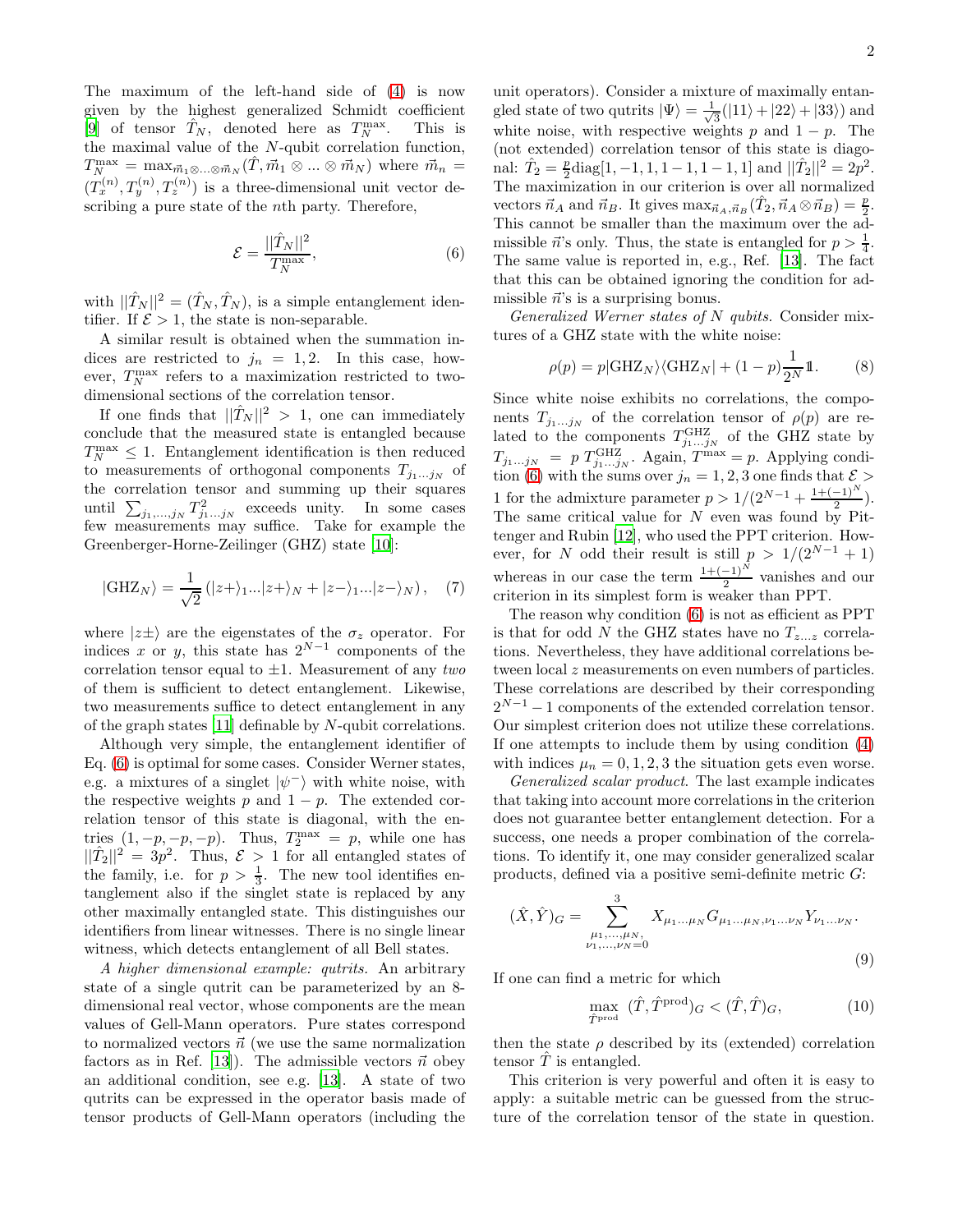The maximum of the left-hand side of (4) is now given by the highest generalized Schmidt coefficient [9] of tensor $\hat{T}_N$, denoted here as $T_N^{\max}$. This is the maximal value of the $N$-qubit correlation function, $T_N^{\max} = \max_{\vec{m}_1 \otimes \ldots \otimes \vec{m}_N} (\hat{T}, \vec{m}_1 \otimes \ldots \otimes \vec{m}_N)$ where $\vec{m}_n = (T_x^{(n)}, T_y^{(n)}, T_z^{(n)})$ is a three-dimensional unit vector describing a pure state of the $n$th party. Therefore,

$$\mathcal{E} = \frac{||\hat{T}_N||^2}{T_N^{\max}}, \tag{6}$$

with $||\hat{T}_N||^2 = (\hat{T}_N, \hat{T}_N)$, is a simple entanglement identifier. If $\mathcal{E} > 1$, the state is non-separable.

A similar result is obtained when the summation indices are restricted to $j_n = 1, 2$. In this case, however, $T_N^{\max}$ refers to a maximization restricted to two-dimensional sections of the correlation tensor.

If one finds that $||\hat{T}_N||^2 > 1$, one can immediately conclude that the measured state is entangled because $T_N^{\max} \leq 1$. Entanglement identification is then reduced to measurements of orthogonal components $T_{j_1 \ldots j_N}$ of the correlation tensor and summing up their squares until $\sum_{j_1, \ldots, j_N} T_{j_1 \ldots j_N}^2$ exceeds unity. In some cases few measurements may suffice. Take for example the Greenberger-Horne-Zeilinger (GHZ) state [10]:

$$|\mathrm{GHZ}_N\rangle = \frac{1}{\sqrt{2}} \left( |z+\rangle_1 \ldots |z+\rangle_N + |z-\rangle_1 \ldots |z-\rangle_N \right), \tag{7}$$

where $|z\pm\rangle$ are the eigenstates of the $\sigma_z$ operator. For indices $x$ or $y$, this state has $2^{N-1}$ components of the correlation tensor equal to $\pm 1$. Measurement of any *two* of them is sufficient to detect entanglement. Likewise, two measurements suffice to detect entanglement in any of the graph states [11] definable by $N$-qubit correlations.

Although very simple, the entanglement identifier of Eq. (6) is optimal for some cases. Consider Werner states, e.g. a mixtures of a singlet $|\psi^-\rangle$ with white noise, with the respective weights $p$ and $1-p$. The extended correlation tensor of this state is diagonal, with the entries $(1, -p, -p, -p)$. Thus, $T_2^{\max} = p$, while one has $||\hat{T}_2||^2 = 3p^2$. Thus, $\mathcal{E} > 1$ for all entangled states of the family, i.e. for $p > \frac{1}{3}$. The new tool identifies entanglement also if the singlet state is replaced by any other maximally entangled state. This distinguishes our identifiers from linear witnesses. There is no single linear witness, which detects entanglement of all Bell states.

*A higher dimensional example: qutrits.* An arbitrary state of a single qutrit can be parameterized by an 8-dimensional real vector, whose components are the mean values of Gell-Mann operators. Pure states correspond to normalized vectors $\vec{n}$ (we use the same normalization factors as in Ref. [13]). The admissible vectors $\vec{n}$ obey an additional condition, see e.g. [13]. A state of two qutrits can be expressed in the operator basis made of tensor products of Gell-Mann operators (including the unit operators). Consider a mixture of maximally entangled state of two qutrits $|\Psi\rangle = \frac{1}{\sqrt{3}}(|11\rangle + |22\rangle + |33\rangle)$ and white noise, with respective weights $p$ and $1-p$. The (not extended) correlation tensor of this state is diagonal: $\hat{T}_2 = \frac{p}{2}\mathrm{diag}[1, -1, 1, 1-1, 1-1, 1]$ and $||\hat{T}_2||^2 = 2p^2$. The maximization in our criterion is over all normalized vectors $\vec{n}_A$ and $\vec{n}_B$. It gives $\max_{\vec{n}_A, \vec{n}_B} (\hat{T}_2, \vec{n}_A \otimes \vec{n}_B) = \frac{p}{2}$. This cannot be smaller than the maximum over the admissible $\vec{n}$'s only. Thus, the state is entangled for $p > \frac{1}{4}$. The same value is reported in, e.g., Ref. [13]. The fact that this can be obtained ignoring the condition for admissible $\vec{n}$'s is a surprising bonus.

*Generalized Werner states of N qubits.* Consider mixtures of a GHZ state with the white noise:

$$\rho(p) = p|\mathrm{GHZ}_N\rangle\langle \mathrm{GHZ}_N| + (1-p)\frac{1}{2^N}\mathbb{1}. \tag{8}$$

Since white noise exhibits no correlations, the components $T_{j_1 \ldots j_N}$ of the correlation tensor of $\rho(p)$ are related to the components $T_{j_1 \ldots j_N}^{\mathrm{GHZ}}$ of the GHZ state by $T_{j_1 \ldots j_N} = p\, T_{j_1 \ldots j_N}^{\mathrm{GHZ}}$. Again, $T^{\max} = p$. Applying condition (6) with the sums over $j_n = 1, 2, 3$ one finds that $\mathcal{E} > 1$ for the admixture parameter $p > 1/(2^{N-1} + \frac{1+(-1)^N}{2})$. The same critical value for $N$ even was found by Pittenger and Rubin [12], who used the PPT criterion. However, for $N$ odd their result is still $p > 1/(2^{N-1} + 1)$ whereas in our case the term $\frac{1+(-1)^N}{2}$ vanishes and our criterion in its simplest form is weaker than PPT.

The reason why condition (6) is not as efficient as PPT is that for odd $N$ the GHZ states have no $T_{z \ldots z}$ correlations. Nevertheless, they have additional correlations between local $z$ measurements on even numbers of particles. These correlations are described by their corresponding $2^{N-1} - 1$ components of the extended correlation tensor. Our simplest criterion does not utilize these correlations. If one attempts to include them by using condition (4) with indices $\mu_n = 0, 1, 2, 3$ the situation gets even worse.

*Generalized scalar product.* The last example indicates that taking into account more correlations in the criterion does not guarantee better entanglement detection. For a success, one needs a proper combination of the correlations. To identify it, one may consider generalized scalar products, defined via a positive semi-definite metric $G$:

$$(\hat{X}, \hat{Y})_G = \sum_{\substack{\mu_1, \ldots, \mu_N, \\ \nu_1, \ldots, \nu_N = 0}}^{3} X_{\mu_1 \ldots \mu_N} G_{\mu_1 \ldots \mu_N, \nu_1 \ldots \nu_N} Y_{\nu_1 \ldots \nu_N}. \tag{9}$$

If one can find a metric for which

$$\max_{\hat{T}^{\mathrm{prod}}} \; (\hat{T}, \hat{T}^{\mathrm{prod}})_G < (\hat{T}, \hat{T})_G, \tag{10}$$

then the state $\rho$ described by its (extended) correlation tensor $\hat{T}$ is entangled.

This criterion is very powerful and often it is easy to apply: a suitable metric can be guessed from the structure of the correlation tensor of the state in question.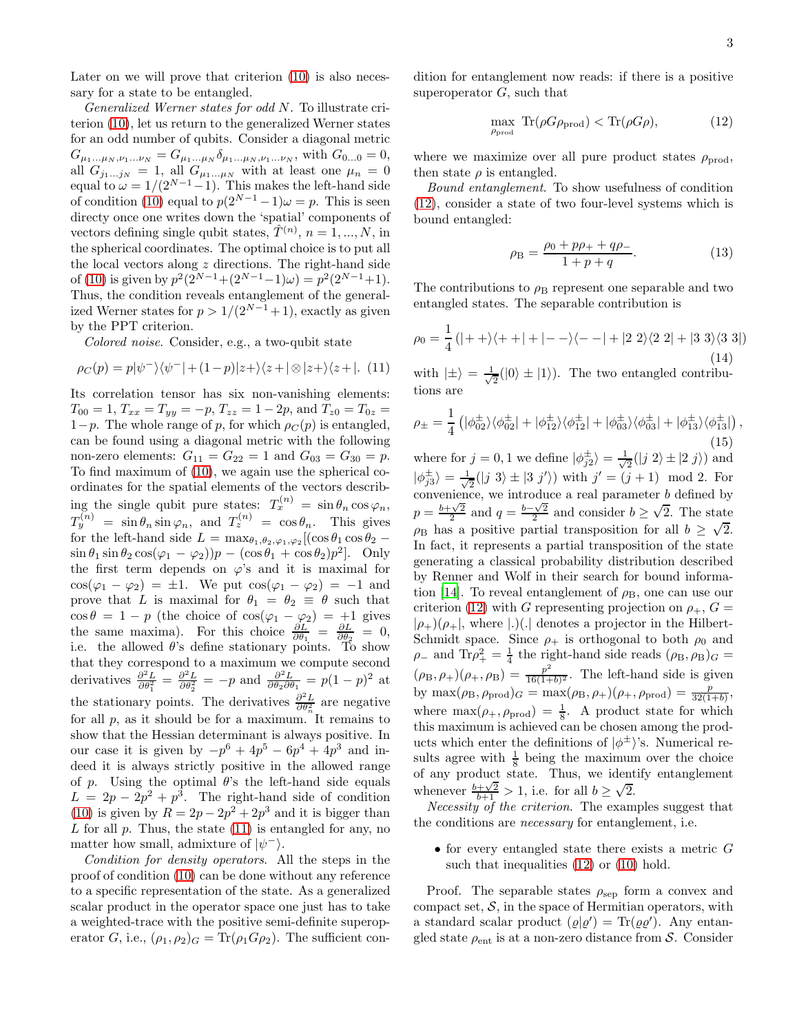Later on we will prove that criterion (10) is also necessary for a state to be entangled.

*Generalized Werner states for odd N*. To illustrate criterion (10), let us return to the generalized Werner states for an odd number of qubits. Consider a diagonal metric $G_{\mu_1...\mu_N,\nu_1...\nu_N} = G_{\mu_1...\mu_N}\delta_{\mu_1...\mu_N,\nu_1...\nu_N}$, with $G_{0...0} = 0$, all $G_{j_1...j_N} = 1$, all $G_{\mu_1...\mu_N}$ with at least one $\mu_n = 0$ equal to $\omega = 1/(2^{N-1}-1)$. This makes the left-hand side of condition (10) equal to $p(2^{N-1}-1)\omega = p$. This is seen directy once one writes down the 'spatial' components of vectors defining single qubit states, $\hat{T}^{(n)}$, $n = 1, ..., N$, in the spherical coordinates. The optimal choice is to put all the local vectors along $z$ directions. The right-hand side of (10) is given by $p^2(2^{N-1}+(2^{N-1}-1)\omega) = p^2(2^{N-1}+1)$. Thus, the condition reveals entanglement of the generalized Werner states for $p > 1/(2^{N-1}+1)$, exactly as given by the PPT criterion.

*Colored noise*. Consider, e.g., a two-qubit state

$$\rho_C(p) = p|\psi^-\rangle\langle\psi^-| + (1-p)|z+\rangle\langle z+| \otimes |z+\rangle\langle z+|. \quad (11)$$

Its correlation tensor has six non-vanishing elements: $T_{00} = 1$, $T_{xx} = T_{yy} = -p$, $T_{zz} = 1-2p$, and $T_{z0} = T_{0z} = 1-p$. The whole range of $p$, for which $\rho_C(p)$ is entangled, can be found using a diagonal metric with the following non-zero elements: $G_{11} = G_{22} = 1$ and $G_{03} = G_{30} = p$. To find maximum of (10), we again use the spherical coordinates for the spatial elements of the vectors describing the single qubit pure states: $T_x^{(n)} = \sin\theta_n\cos\varphi_n$, $T_y^{(n)} = \sin\theta_n\sin\varphi_n$, and $T_z^{(n)} = \cos\theta_n$. This gives for the left-hand side $L = \max_{\theta_1,\theta_2,\varphi_1,\varphi_2}[(\cos\theta_1\cos\theta_2 - \sin\theta_1\sin\theta_2\cos(\varphi_1-\varphi_2))p - (\cos\theta_1+\cos\theta_2)p^2]$. Only the first term depends on $\varphi$'s and it is maximal for $\cos(\varphi_1-\varphi_2) = \pm 1$. We put $\cos(\varphi_1-\varphi_2) = -1$ and prove that $L$ is maximal for $\theta_1 = \theta_2 \equiv \theta$ such that $\cos\theta = 1-p$ (the choice of $\cos(\varphi_1-\varphi_2) = +1$ gives the same maxima). For this choice $\frac{\partial L}{\partial\theta_1} = \frac{\partial L}{\partial\theta_2} = 0$, i.e. the allowed $\theta$'s define stationary points. To show that they correspond to a maximum we compute second derivatives $\frac{\partial^2 L}{\partial\theta_1^2} = \frac{\partial^2 L}{\partial\theta_2^2} = -p$ and $\frac{\partial^2 L}{\partial\theta_2\partial\theta_1} = p(1-p)^2$ at the stationary points. The derivatives $\frac{\partial^2 L}{\partial\theta_n^2}$ are negative for all $p$, as it should be for a maximum. It remains to show that the Hessian determinant is always positive. In our case it is given by $-p^6+4p^5-6p^4+4p^3$ and indeed it is always strictly positive in the allowed range of $p$. Using the optimal $\theta$'s the left-hand side equals $L = 2p-2p^2+p^3$. The right-hand side of condition (10) is given by $R = 2p-2p^2+2p^3$ and it is bigger than $L$ for all $p$. Thus, the state (11) is entangled for any, no matter how small, admixture of $|\psi^-\rangle$.

*Condition for density operators*. All the steps in the proof of condition (10) can be done without any reference to a specific representation of the state. As a generalized scalar product in the operator space one just has to take a weighted-trace with the positive semi-definite superoperator $G$, i.e., $(\rho_1,\rho_2)_G = \mathrm{Tr}(\rho_1 G\rho_2)$. The sufficient condition for entanglement now reads: if there is a positive superoperator $G$, such that

$$\max_{\rho_{\mathrm{prod}}} \mathrm{Tr}(\rho G\rho_{\mathrm{prod}}) < \mathrm{Tr}(\rho G\rho), \quad (12)$$

where we maximize over all pure product states $\rho_{\mathrm{prod}}$, then state $\rho$ is entangled.

*Bound entanglement*. To show usefulness of condition (12), consider a state of two four-level systems which is bound entangled:

$$\rho_{\mathrm{B}} = \frac{\rho_0 + p\rho_+ + q\rho_-}{1+p+q}. \quad (13)$$

The contributions to $\rho_{\mathrm{B}}$ represent one separable and two entangled states. The separable contribution is

$$\rho_0 = \frac{1}{4}\left(|++\rangle\langle++| + |--\rangle\langle--| + |2\ 2\rangle\langle 2\ 2| + |3\ 3\rangle\langle 3\ 3|\right) \quad (14)$$

with $|\pm\rangle = \frac{1}{\sqrt{2}}(|0\rangle \pm |1\rangle)$. The two entangled contributions are

$$\rho_\pm = \frac{1}{4}\left(|\phi_{02}^\pm\rangle\langle\phi_{02}^\pm| + |\phi_{12}^\pm\rangle\langle\phi_{12}^\pm| + |\phi_{03}^\pm\rangle\langle\phi_{03}^\pm| + |\phi_{13}^\pm\rangle\langle\phi_{13}^\pm|\right), \quad (15)$$

where for $j = 0, 1$ we define $|\phi_{j2}^\pm\rangle = \frac{1}{\sqrt{2}}(|j\ 2\rangle \pm |2\ j\rangle)$ and $|\phi_{j3}^\pm\rangle = \frac{1}{\sqrt{2}}(|j\ 3\rangle \pm |3\ j'\rangle)$ with $j' = (j+1) \mod 2$. For convenience, we introduce a real parameter $b$ defined by $p = \frac{b+\sqrt{2}}{2}$ and $q = \frac{b-\sqrt{2}}{2}$ and consider $b \geq \sqrt{2}$. The state $\rho_{\mathrm{B}}$ has a positive partial transposition for all $b \geq \sqrt{2}$. In fact, it represents a partial transposition of the state generating a classical probability distribution described by Renner and Wolf in their search for bound information [14]. To reveal entanglement of $\rho_{\mathrm{B}}$, one can use our criterion (12) with $G$ representing projection on $\rho_+$, $G = |\rho_+)(\rho_+|$, where $|.)(.|$ denotes a projector in the Hilbert-Schmidt space. Since $\rho_+$ is orthogonal to both $\rho_0$ and $\rho_-$ and $\mathrm{Tr}\rho_+^2 = \frac{1}{4}$ the right-hand side reads $(\rho_{\mathrm{B}},\rho_{\mathrm{B}})_G = (\rho_{\mathrm{B}},\rho_+)(\rho_+,\rho_{\mathrm{B}}) = \frac{p^2}{16(1+b)^2}$. The left-hand side is given by $\max(\rho_{\mathrm{B}},\rho_{\mathrm{prod}})_G = \max(\rho_{\mathrm{B}},\rho_+)(\rho_+,\rho_{\mathrm{prod}}) = \frac{p}{32(1+b)}$, where $\max(\rho_+,\rho_{\mathrm{prod}}) = \frac{1}{8}$. A product state for which this maximum is achieved can be chosen among the products which enter the definitions of $|\phi^\pm\rangle$'s. Numerical results agree with $\frac{1}{8}$ being the maximum over the choice of any product state. Thus, we identify entanglement whenever $\frac{b+\sqrt{2}}{b+1} > 1$, i.e. for all $b \geq \sqrt{2}$.

*Necessity of the criterion*. The examples suggest that the conditions are *necessary* for entanglement, i.e.

- for every entangled state there exists a metric $G$ such that inequalities (12) or (10) hold.

Proof. The separable states $\rho_{\mathrm{sep}}$ form a convex and compact set, $\mathcal{S}$, in the space of Hermitian operators, with a standard scalar product $(\varrho|\varrho') = \mathrm{Tr}(\varrho\varrho')$. Any entangled state $\rho_{\mathrm{ent}}$ is at a non-zero distance from $\mathcal{S}$. Consider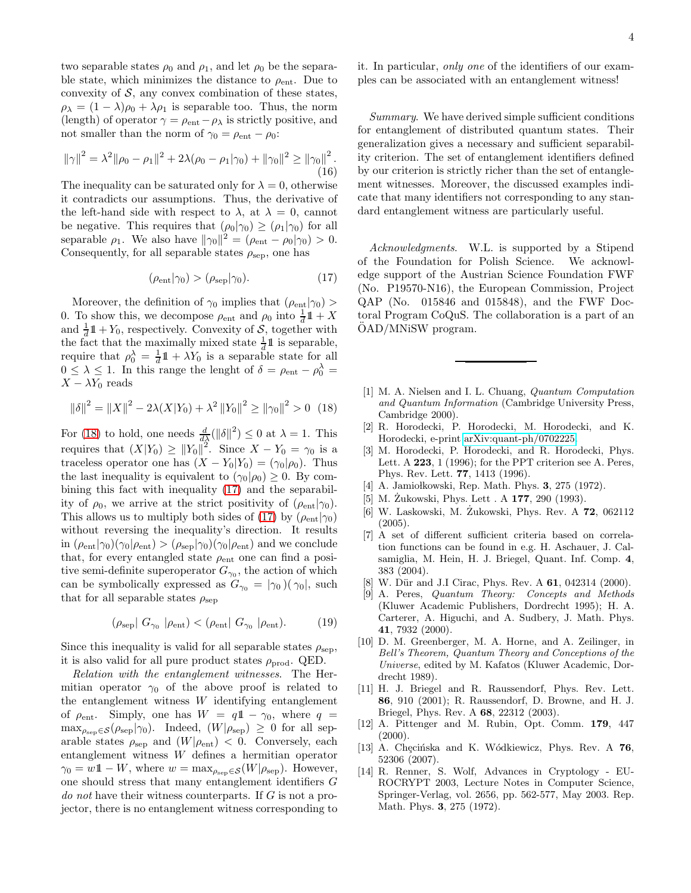two separable states $\rho_0$ and $\rho_1$, and let $\rho_0$ be the separable state, which minimizes the distance to $\rho_{\rm ent}$. Due to convexity of $\mathcal{S}$, any convex combination of these states, $\rho_\lambda = (1-\lambda)\rho_0 + \lambda\rho_1$ is separable too. Thus, the norm (length) of operator $\gamma = \rho_{\rm ent} - \rho_\lambda$ is strictly positive, and not smaller than the norm of $\gamma_0 = \rho_{\rm ent} - \rho_0$:

$$\|\gamma\|^2 = \lambda^2\|\rho_0 - \rho_1\|^2 + 2\lambda(\rho_0 - \rho_1|\gamma_0) + \|\gamma_0\|^2 \geq \|\gamma_0\|^2 . \tag{16}$$

The inequality can be saturated only for $\lambda = 0$, otherwise it contradicts our assumptions. Thus, the derivative of the left-hand side with respect to $\lambda$, at $\lambda = 0$, cannot be negative. This requires that $(\rho_0|\gamma_0) \geq (\rho_1|\gamma_0)$ for all separable $\rho_1$. We also have $\|\gamma_0\|^2 = (\rho_{\rm ent} - \rho_0|\gamma_0) > 0$. Consequently, for all separable states $\rho_{\rm sep}$, one has

$$(\rho_{\rm ent}|\gamma_0) > (\rho_{\rm sep}|\gamma_0). \tag{17}$$

Moreover, the definition of $\gamma_0$ implies that $(\rho_{\rm ent}|\gamma_0) > 0$. To show this, we decompose $\rho_{\rm ent}$ and $\rho_0$ into $\frac{1}{d}\mathbb{1} + X$ and $\frac{1}{d}\mathbb{1} + Y_0$, respectively. Convexity of $\mathcal{S}$, together with the fact that the maximally mixed state $\frac{1}{d}\mathbb{1}$ is separable, require that $\rho_0^\lambda = \frac{1}{d}\mathbb{1} + \lambda Y_0$ is a separable state for all $0 \leq \lambda \leq 1$. In this range the lenght of $\delta = \rho_{\rm ent} - \rho_0^\lambda = X - \lambda Y_0$ reads

$$\|\delta\|^2 = \|X\|^2 - 2\lambda(X|Y_0) + \lambda^2\|Y_0\|^2 \geq \|\gamma_0\|^2 > 0 \tag{18}$$

For (18) to hold, one needs $\frac{d}{d\lambda}(\|\delta\|^2) \leq 0$ at $\lambda = 1$. This requires that $(X|Y_0) \geq \|Y_0\|^2$. Since $X - Y_0 = \gamma_0$ is a traceless operator one has $(X - Y_0|Y_0) = (\gamma_0|\rho_0)$. Thus the last inequality is equivalent to $(\gamma_0|\rho_0) \geq 0$. By combining this fact with inequality (17) and the separability of $\rho_0$, we arrive at the strict positivity of $(\rho_{\rm ent}|\gamma_0)$. This allows us to multiply both sides of (17) by $(\rho_{\rm ent}|\gamma_0)$ without reversing the inequality's direction. It results in $(\rho_{\rm ent}|\gamma_0)(\gamma_0|\rho_{\rm ent}) > (\rho_{\rm sep}|\gamma_0)(\gamma_0|\rho_{\rm ent})$ and we conclude that, for every entangled state $\rho_{\rm ent}$ one can find a positive semi-definite superoperator $G_{\gamma_0}$, the action of which can be symbolically expressed as $G_{\gamma_0} = |\gamma_0)(\gamma_0|$, such that for all separable states $\rho_{\rm sep}$

$$(\rho_{\rm sep}|\, G_{\gamma_0}\, |\rho_{\rm ent}) < (\rho_{\rm ent}|\, G_{\gamma_0}\, |\rho_{\rm ent}). \tag{19}$$

Since this inequality is valid for all separable states $\rho_{\rm sep}$, it is also valid for all pure product states $\rho_{\rm prod}$. QED.

*Relation with the entanglement witnesses*. The Hermitian operator $\gamma_0$ of the above proof is related to the entanglement witness $W$ identifying entanglement of $\rho_{\rm ent}$. Simply, one has $W = q\mathbb{1} - \gamma_0$, where $q = \max_{\rho_{\rm sep}\in\mathcal{S}}(\rho_{\rm sep}|\gamma_0)$. Indeed, $(W|\rho_{\rm sep}) \geq 0$ for all separable states $\rho_{\rm sep}$ and $(W|\rho_{\rm ent}) < 0$. Conversely, each entanglement witness $W$ defines a hermitian operator $\gamma_0 = w\mathbb{1} - W$, where $w = \max_{\rho_{\rm sep}\in\mathcal{S}}(W|\rho_{\rm sep})$. However, one should stress that many entanglement identifiers $G$ *do not* have their witness counterparts. If $G$ is not a projector, there is no entanglement witness corresponding to it. In particular, *only one* of the identifiers of our examples can be associated with an entanglement witness!

*Summary*. We have derived simple sufficient conditions for entanglement of distributed quantum states. Their generalization gives a necessary and sufficient separability criterion. The set of entanglement identifiers defined by our criterion is strictly richer than the set of entanglement witnesses. Moreover, the discussed examples indicate that many identifiers not corresponding to any standard entanglement witness are particularly useful.

*Acknowledgments*. W.L. is supported by a Stipend of the Foundation for Polish Science. We acknowledge support of the Austrian Science Foundation FWF (No. P19570-N16), the European Commission, Project QAP (No. 015846 and 015848), and the FWF Doctoral Program CoQuS. The collaboration is a part of an ÖAD/MNiSW program.

---

[1] M. A. Nielsen and I. L. Chuang, *Quantum Computation and Quantum Information* (Cambridge University Press, Cambridge 2000).

[2] R. Horodecki, P. Horodecki, M. Horodecki, and K. Horodecki, e-print arXiv:quant-ph/0702225.

[3] M. Horodecki, P. Horodecki, and R. Horodecki, Phys. Lett. A **223**, 1 (1996); for the PPT criterion see A. Peres, Phys. Rev. Lett. **77**, 1413 (1996).

[4] A. Jamiołkowski, Rep. Math. Phys. **3**, 275 (1972).

[5] M. Żukowski, Phys. Lett . A **177**, 290 (1993).

[6] W. Laskowski, M. Żukowski, Phys. Rev. A **72**, 062112 (2005).

[7] A set of different sufficient criteria based on correlation functions can be found in e.g. H. Aschauer, J. Calsamiglia, M. Hein, H. J. Briegel, Quant. Inf. Comp. **4**, 383 (2004).

[8] W. Dür and J.I Cirac, Phys. Rev. A **61**, 042314 (2000).

[9] A. Peres, *Quantum Theory: Concepts and Methods* (Kluwer Academic Publishers, Dordrecht 1995); H. A. Carterer, A. Higuchi, and A. Sudbery, J. Math. Phys. **41**, 7932 (2000).

[10] D. M. Greenberger, M. A. Horne, and A. Zeilinger, in *Bell's Theorem, Quantum Theory and Conceptions of the Universe*, edited by M. Kafatos (Kluwer Academic, Dordrecht 1989).

[11] H. J. Briegel and R. Raussendorf, Phys. Rev. Lett. **86**, 910 (2001); R. Raussendorf, D. Browne, and H. J. Briegel, Phys. Rev. A **68**, 22312 (2003).

[12] A. Pittenger and M. Rubin, Opt. Comm. **179**, 447 (2000).

[13] A. Chęcińska and K. Wódkiewicz, Phys. Rev. A **76**, 52306 (2007).

[14] R. Renner, S. Wolf, Advances in Cryptology - EUROCRYPT 2003, Lecture Notes in Computer Science, Springer-Verlag, vol. 2656, pp. 562-577, May 2003. Rep. Math. Phys. **3**, 275 (1972).